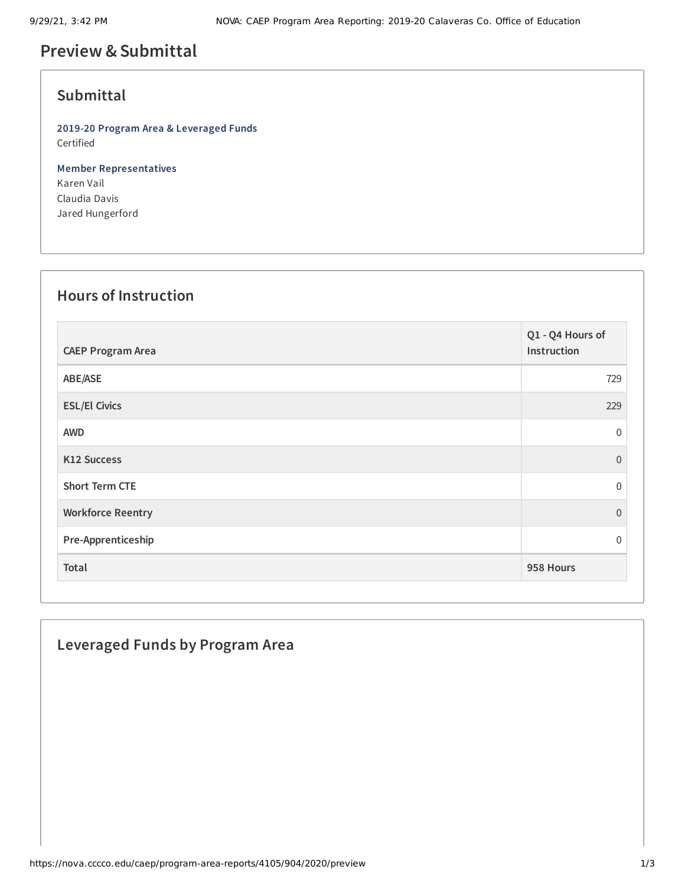# Preview & Submittal

## Submittal

**2019-20 Program Area & Leveraged Funds**
Certified

**Member Representatives**
Karen Vail
Claudia Davis
Jared Hungerford

## Hours of Instruction

| CAEP Program Area | Q1 - Q4 Hours of Instruction |
|---|---|
| ABE/ASE | 729 |
| ESL/El Civics | 229 |
| AWD | 0 |
| K12 Success | 0 |
| Short Term CTE | 0 |
| Workforce Reentry | 0 |
| Pre-Apprenticeship | 0 |
| **Total** | **958 Hours** |

## Leveraged Funds by Program Area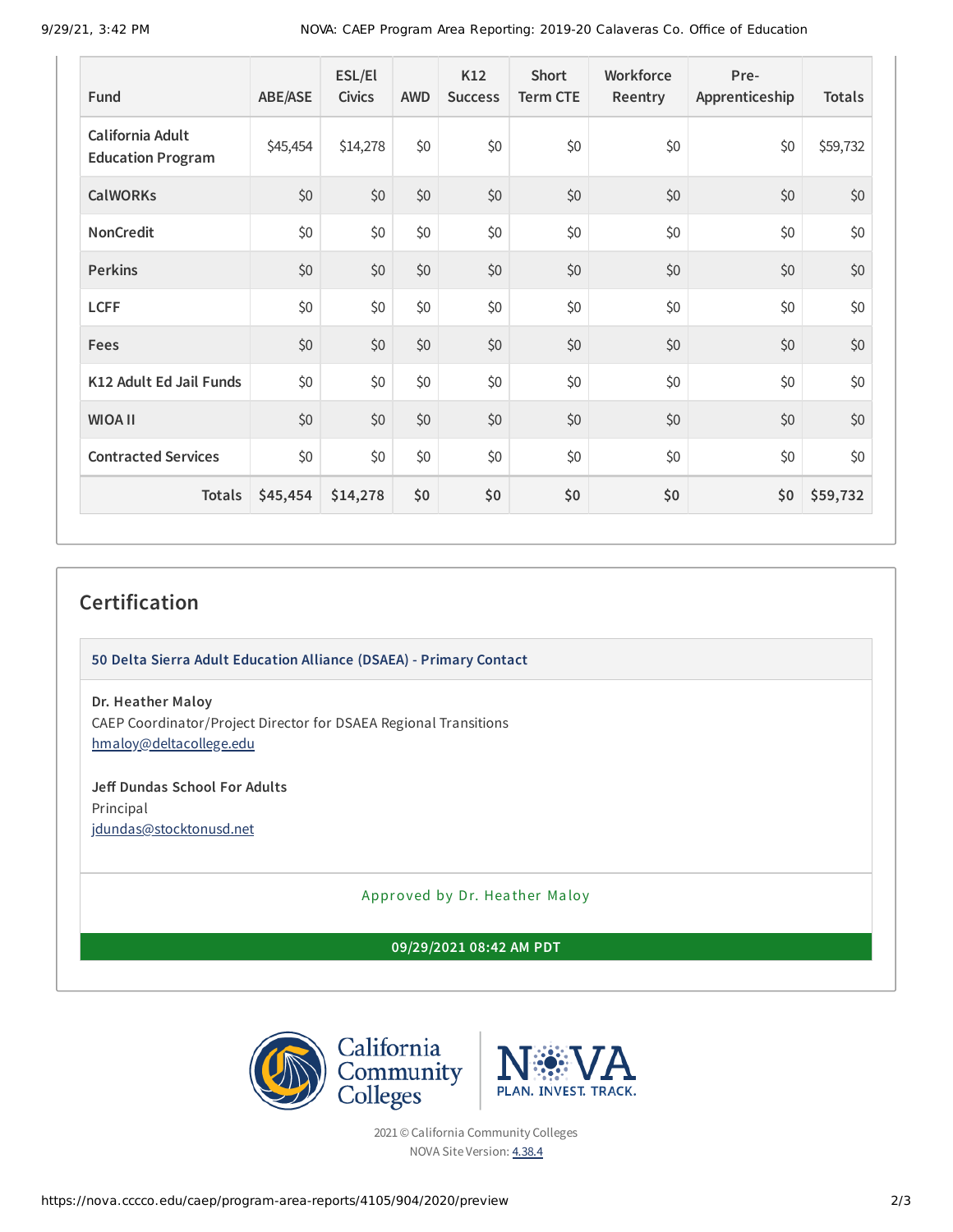| Fund | ABE/ASE | ESL/El Civics | AWD | K12 Success | Short Term CTE | Workforce Reentry | Pre-Apprenticeship | Totals |
|---|---|---|---|---|---|---|---|---|
| California Adult Education Program | $45,454 | $14,278 | $0 | $0 | $0 | $0 | $0 | $59,732 |
| CalWORKs | $0 | $0 | $0 | $0 | $0 | $0 | $0 | $0 |
| NonCredit | $0 | $0 | $0 | $0 | $0 | $0 | $0 | $0 |
| Perkins | $0 | $0 | $0 | $0 | $0 | $0 | $0 | $0 |
| LCFF | $0 | $0 | $0 | $0 | $0 | $0 | $0 | $0 |
| Fees | $0 | $0 | $0 | $0 | $0 | $0 | $0 | $0 |
| K12 Adult Ed Jail Funds | $0 | $0 | $0 | $0 | $0 | $0 | $0 | $0 |
| WIOA II | $0 | $0 | $0 | $0 | $0 | $0 | $0 | $0 |
| Contracted Services | $0 | $0 | $0 | $0 | $0 | $0 | $0 | $0 |
| **Totals** | **$45,454** | **$14,278** | **$0** | **$0** | **$0** | **$0** | **$0** | **$59,732** |

## Certification

**50 Delta Sierra Adult Education Alliance (DSAEA) - Primary Contact**

**Dr. Heather Maloy**
CAEP Coordinator/Project Director for DSAEA Regional Transitions
hmaloy@deltacollege.edu

**Jeff Dundas School For Adults**
Principal
jdundas@stocktonusd.net

Approved by Dr. Heather Maloy

**09/29/2021 08:42 AM PDT**

2021 © California Community Colleges
NOVA Site Version: 4.38.4